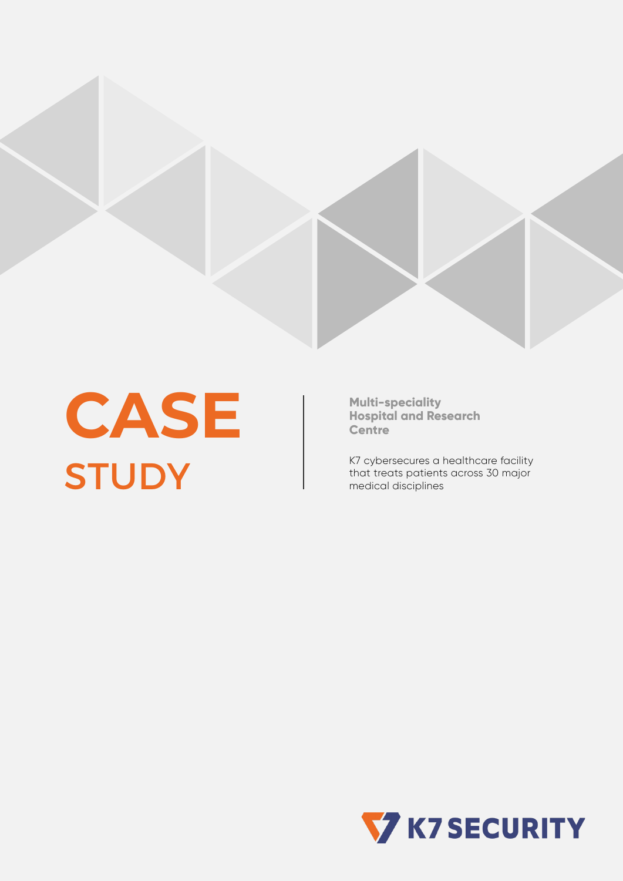# CASE STUDY

**Multi-speciality Hospital and Research Centre**

K7 cybersecures a healthcare facility that treats patients across 30 major medical disciplines

K7 SECURITY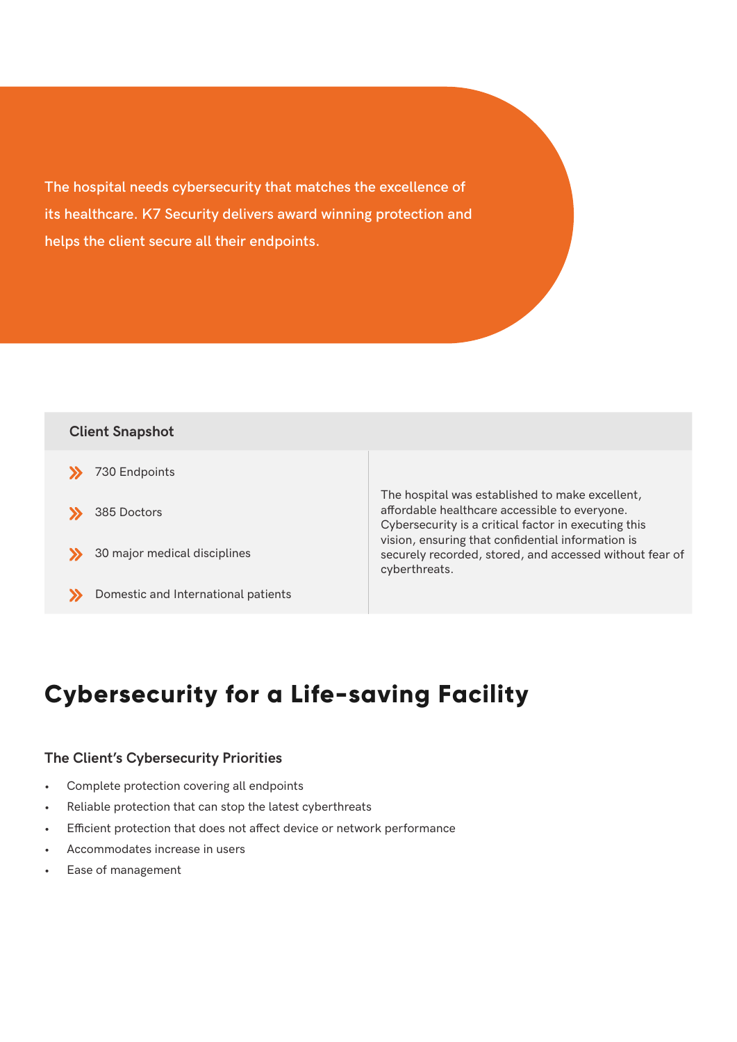The hospital needs cybersecurity that matches the excellence of its healthcare. K7 Security delivers award winning protection and helps the client secure all their endpoints.

| Client Snapshot | |
|---|---|
| » 730 Endpoints<br>» 385 Doctors<br>» 30 major medical disciplines<br>» Domestic and International patients | The hospital was established to make excellent, affordable healthcare accessible to everyone. Cybersecurity is a critical factor in executing this vision, ensuring that confidential information is securely recorded, stored, and accessed without fear of cyberthreats. |

# Cybersecurity for a Life-saving Facility

### The Client's Cybersecurity Priorities

- Complete protection covering all endpoints
- Reliable protection that can stop the latest cyberthreats
- Efficient protection that does not affect device or network performance
- Accommodates increase in users
- Ease of management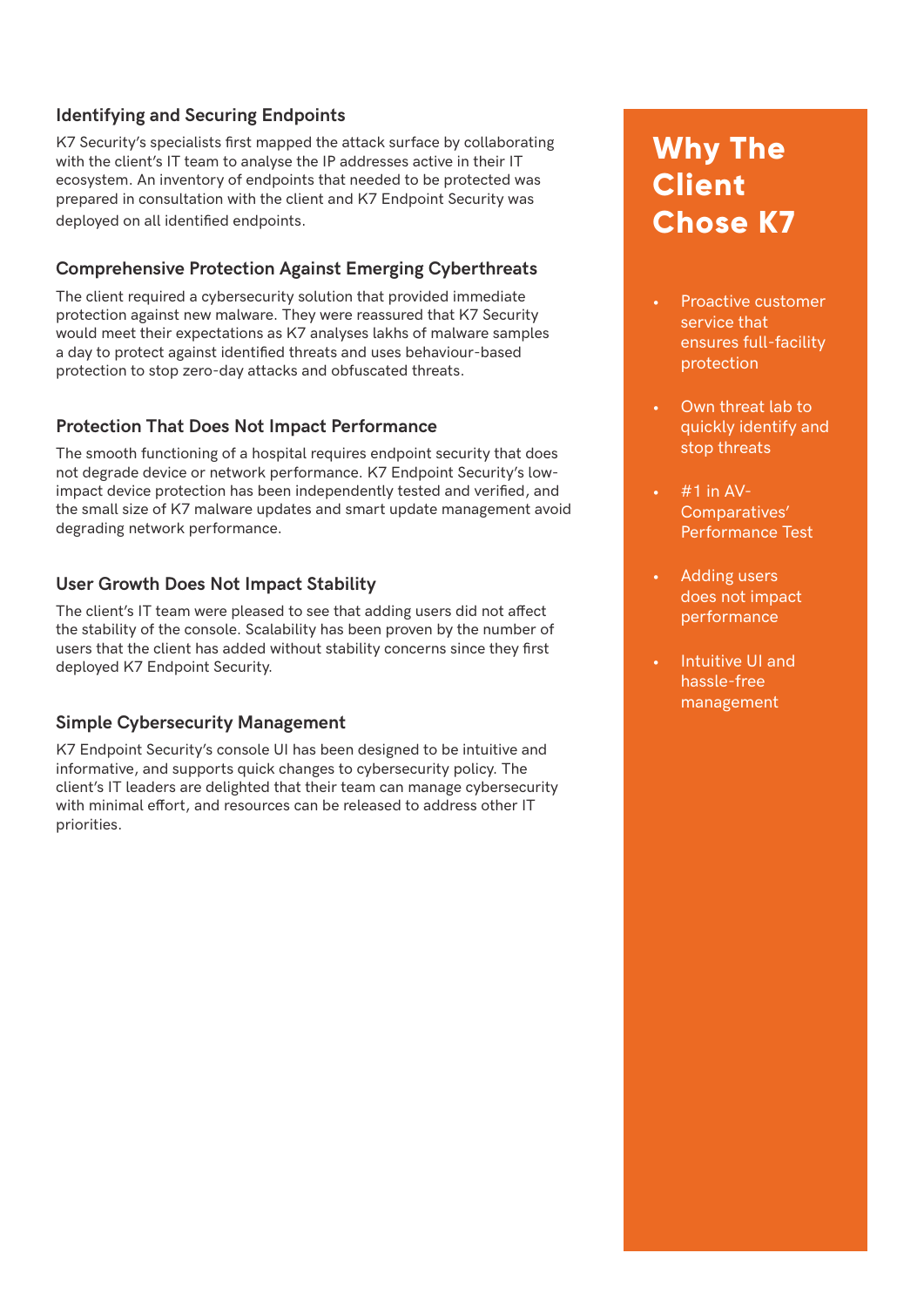### Identifying and Securing Endpoints

K7 Security's specialists first mapped the attack surface by collaborating with the client's IT team to analyse the IP addresses active in their IT ecosystem. An inventory of endpoints that needed to be protected was prepared in consultation with the client and K7 Endpoint Security was deployed on all identified endpoints.

### Comprehensive Protection Against Emerging Cyberthreats

The client required a cybersecurity solution that provided immediate protection against new malware. They were reassured that K7 Security would meet their expectations as K7 analyses lakhs of malware samples a day to protect against identified threats and uses behaviour-based protection to stop zero-day attacks and obfuscated threats.

### Protection That Does Not Impact Performance

The smooth functioning of a hospital requires endpoint security that does not degrade device or network performance. K7 Endpoint Security's low-impact device protection has been independently tested and verified, and the small size of K7 malware updates and smart update management avoid degrading network performance.

### User Growth Does Not Impact Stability

The client's IT team were pleased to see that adding users did not affect the stability of the console. Scalability has been proven by the number of users that the client has added without stability concerns since they first deployed K7 Endpoint Security.

### Simple Cybersecurity Management

K7 Endpoint Security's console UI has been designed to be intuitive and informative, and supports quick changes to cybersecurity policy. The client's IT leaders are delighted that their team can manage cybersecurity with minimal effort, and resources can be released to address other IT priorities.

## Why The Client Chose K7

- Proactive customer service that ensures full-facility protection
- Own threat lab to quickly identify and stop threats
- #1 in AV-Comparatives' Performance Test
- Adding users does not impact performance
- Intuitive UI and hassle-free management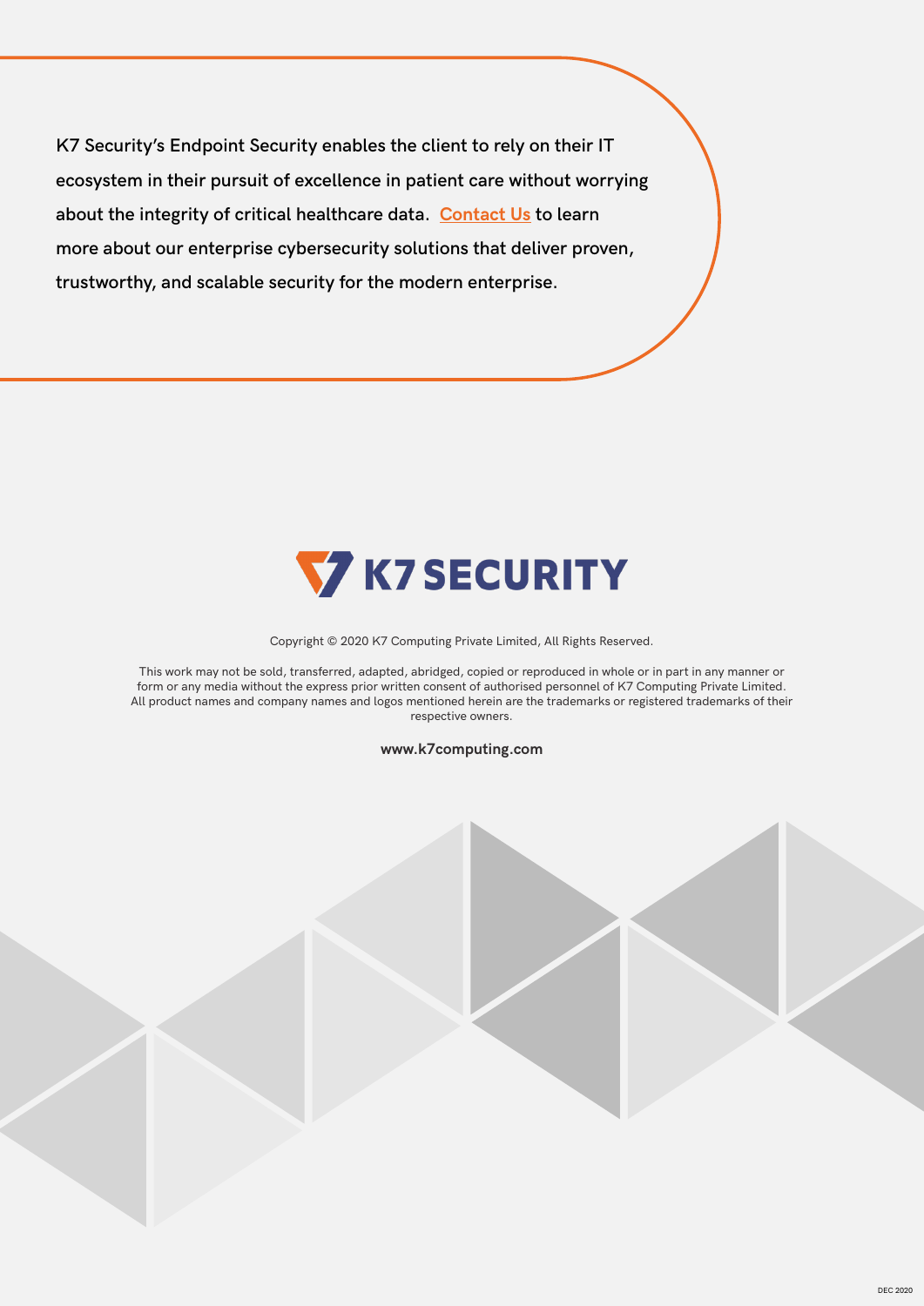K7 Security's Endpoint Security enables the client to rely on their IT ecosystem in their pursuit of excellence in patient care without worrying about the integrity of critical healthcare data. Contact Us to learn more about our enterprise cybersecurity solutions that deliver proven, trustworthy, and scalable security for the modern enterprise.

K7 SECURITY

Copyright © 2020 K7 Computing Private Limited, All Rights Reserved.

This work may not be sold, transferred, adapted, abridged, copied or reproduced in whole or in part in any manner or form or any media without the express prior written consent of authorised personnel of K7 Computing Private Limited. All product names and company names and logos mentioned herein are the trademarks or registered trademarks of their respective owners.

**www.k7computing.com**

DEC 2020